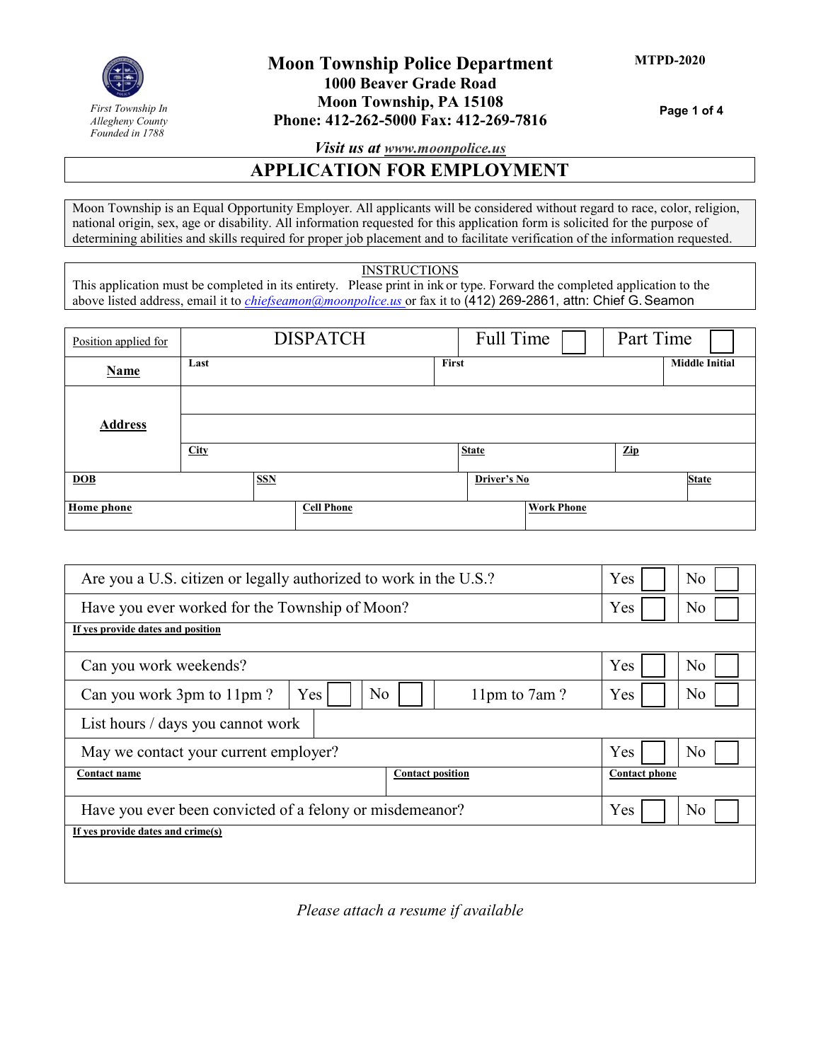First Township In Allegheny County Founded in 1788

# Moon Township Police Department

**1000 Beaver Grade Road**
**Moon Township, PA 15108**
**Phone: 412-262-5000 Fax: 412-269-7816**

**MTPD-2020**

***Visit us at www.moonpolice.us***

## APPLICATION FOR EMPLOYMENT

Moon Township is an Equal Opportunity Employer. All applicants will be considered without regard to race, color, religion, national origin, sex, age or disability. All information requested for this application form is solicited for the purpose of determining abilities and skills required for proper job placement and to facilitate verification of the information requested.

INSTRUCTIONS

This application must be completed in its entirety. Please print in ink or type. Forward the completed application to the above listed address, email it to chiefseamon@moonpolice.us or fax it to (412) 269-2861, attn: Chief G. Seamon

| Position applied for | DISPATCH | Full Time ☐ | Part Time ☐ |
|---|---|---|---|
| **Name** | Last | First | Middle Initial |
| **Address** | | | |
| | | | |
| | City | State | Zip |
| DOB | SSN | Driver's No | State |
| Home phone | Cell Phone | Work Phone | |

| Question | | |
|---|---|---|
| Are you a U.S. citizen or legally authorized to work in the U.S.? | Yes ☐ | No ☐ |
| Have you ever worked for the Township of Moon? | Yes ☐ | No ☐ |
| If yes provide dates and position | | |
| Can you work weekends? | Yes ☐ | No ☐ |
| Can you work 3pm to 11pm ? Yes ☐ No ☐ — 11pm to 7am ? | Yes ☐ | No ☐ |
| List hours / days you cannot work | | |
| May we contact your current employer? | Yes ☐ | No ☐ |
| Contact name / Contact position | Contact phone | |
| Have you ever been convicted of a felony or misdemeanor? | Yes ☐ | No ☐ |
| If yes provide dates and crime(s) | | |

*Please attach a resume if available*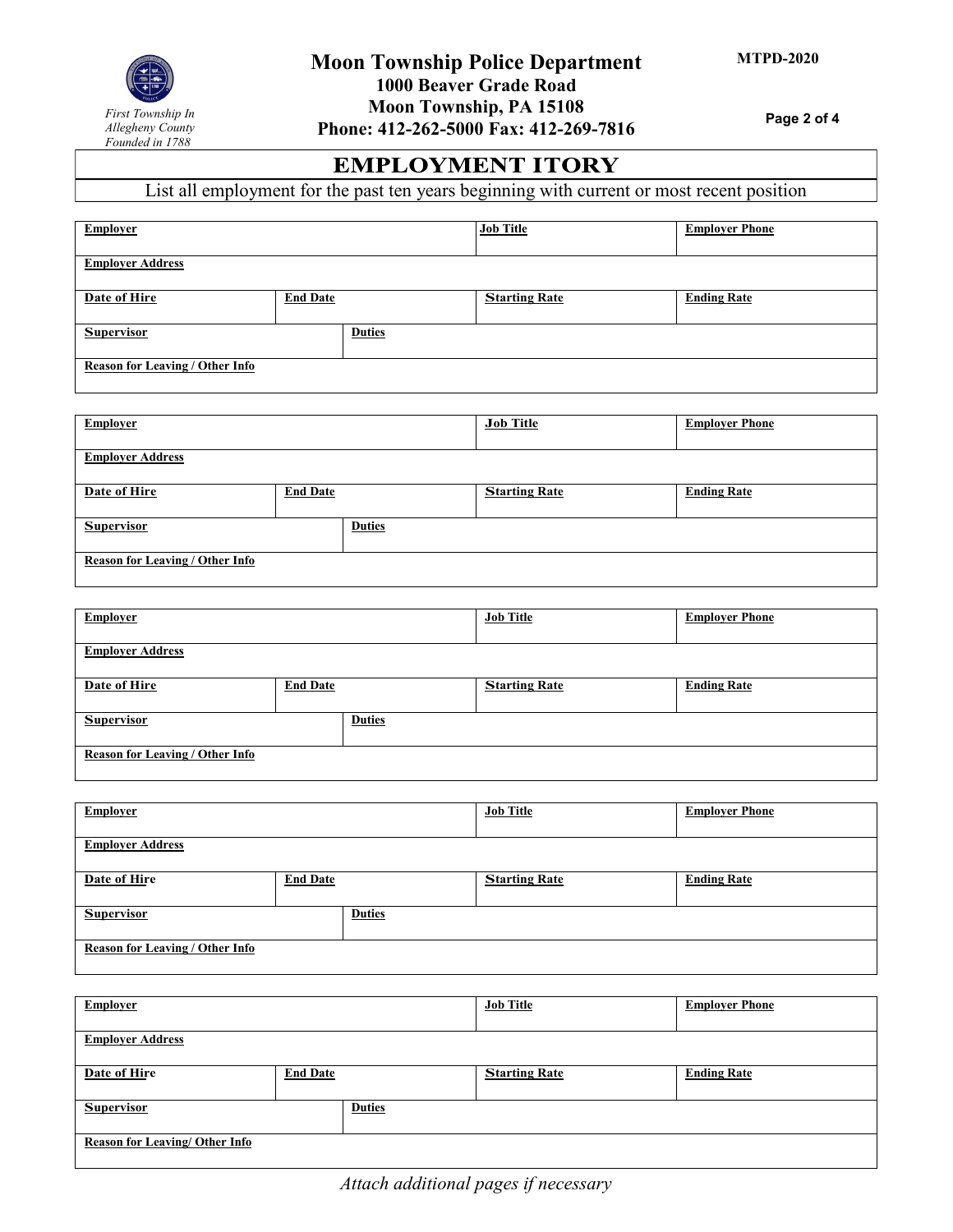# Moon Township Police Department

**1000 Beaver Grade Road**
**Moon Township, PA 15108**
**Phone: 412-262-5000 Fax: 412-269-7816**

*First Township In Allegheny County Founded in 1788*

**MTPD-2020**

## EMPLOYMENT ITORY

List all employment for the past ten years beginning with current or most recent position

| Employer | | Job Title | Employer Phone |
|---|---|---|---|
| **Employer Address** | | | |
| **Date of Hire** | **End Date** | **Starting Rate** | **Ending Rate** |
| **Supervisor** | **Duties** | | |
| **Reason for Leaving / Other Info** | | | |

| Employer | | Job Title | Employer Phone |
|---|---|---|---|
| **Employer Address** | | | |
| **Date of Hire** | **End Date** | **Starting Rate** | **Ending Rate** |
| **Supervisor** | **Duties** | | |
| **Reason for Leaving / Other Info** | | | |

| Employer | | Job Title | Employer Phone |
|---|---|---|---|
| **Employer Address** | | | |
| **Date of Hire** | **End Date** | **Starting Rate** | **Ending Rate** |
| **Supervisor** | **Duties** | | |
| **Reason for Leaving / Other Info** | | | |

| Employer | | Job Title | Employer Phone |
|---|---|---|---|
| **Employer Address** | | | |
| **Date of Hire** | **End Date** | **Starting Rate** | **Ending Rate** |
| **Supervisor** | **Duties** | | |
| **Reason for Leaving / Other Info** | | | |

| Employer | | Job Title | Employer Phone |
|---|---|---|---|
| **Employer Address** | | | |
| **Date of Hire** | **End Date** | **Starting Rate** | **Ending Rate** |
| **Supervisor** | **Duties** | | |
| **Reason for Leaving/ Other Info** | | | |

*Attach additional pages if necessary*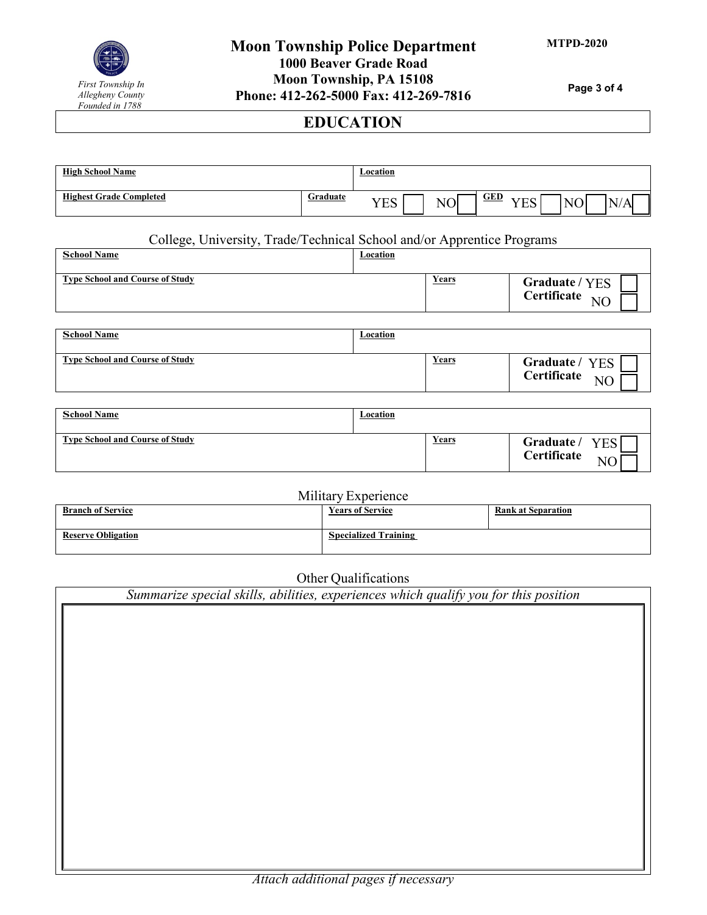# EDUCATION

| High School Name | | Location | |
|---|---|---|---|
| Highest Grade Completed | Graduate | YES ☐ NO ☐ | GED YES ☐ NO ☐ N/A ☐ |

## College, University, Trade/Technical School and/or Apprentice Programs

| School Name | Location | |
|---|---|---|
| Type School and Course of Study | Years | Graduate / Certificate YES ☐ NO ☐ |

| School Name | Location | |
|---|---|---|
| Type School and Course of Study | Years | Graduate / Certificate YES ☐ NO ☐ |

| School Name | Location | |
|---|---|---|
| Type School and Course of Study | Years | Graduate / Certificate YES ☐ NO ☐ |

## Military Experience

| Branch of Service | Years of Service | Rank at Separation |
|---|---|---|
| Reserve Obligation | Specialized Training | |

## Other Qualifications

*Summarize special skills, abilities, experiences which qualify you for this position*

*Attach additional pages if necessary*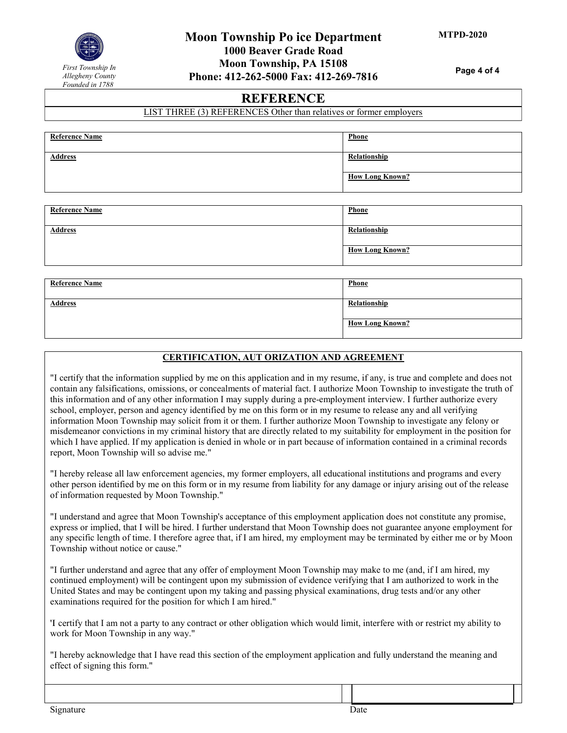First Township In Allegheny County Founded in 1788

# Moon Township Po ice Department

**1000 Beaver Grade Road**
**Moon Township, PA 15108**
**Phone: 412-262-5000 Fax: 412-269-7816**

**MTPD-2020**

## REFERENCE

LIST THREE (3) REFERENCES Other than relatives or former employers

| | |
|---|---|
| **Reference Name** | **Phone** |
| **Address** | **Relationship** |
| | **How Long Known?** |

| | |
|---|---|
| **Reference Name** | **Phone** |
| **Address** | **Relationship** |
| | **How Long Known?** |

| | |
|---|---|
| **Reference Name** | **Phone** |
| **Address** | **Relationship** |
| | **How Long Known?** |

### CERTIFICATION, AUT ORIZATION AND AGREEMENT

"I certify that the information supplied by me on this application and in my resume, if any, is true and complete and does not contain any falsifications, omissions, or concealments of material fact. I authorize Moon Township to investigate the truth of this information and of any other information I may supply during a pre-employment interview. I further authorize every school, employer, person and agency identified by me on this form or in my resume to release any and all verifying information Moon Township may solicit from it or them. I further authorize Moon Township to investigate any felony or misdemeanor convictions in my criminal history that are directly related to my suitability for employment in the position for which I have applied. If my application is denied in whole or in part because of information contained in a criminal records report, Moon Township will so advise me."

"I hereby release all law enforcement agencies, my former employers, all educational institutions and programs and every other person identified by me on this form or in my resume from liability for any damage or injury arising out of the release of information requested by Moon Township."

"I understand and agree that Moon Township's acceptance of this employment application does not constitute any promise, express or implied, that I will be hired. I further understand that Moon Township does not guarantee anyone employment for any specific length of time. I therefore agree that, if I am hired, my employment may be terminated by either me or by Moon Township without notice or cause."

"I further understand and agree that any offer of employment Moon Township may make to me (and, if I am hired, my continued employment) will be contingent upon my submission of evidence verifying that I am authorized to work in the United States and may be contingent upon my taking and passing physical examinations, drug tests and/or any other examinations required for the position for which I am hired."

'I certify that I am not a party to any contract or other obligation which would limit, interfere with or restrict my ability to work for Moon Township in any way."

"I hereby acknowledge that I have read this section of the employment application and fully understand the meaning and effect of signing this form."

| | |
|---|---|
| | |
| Signature | Date |